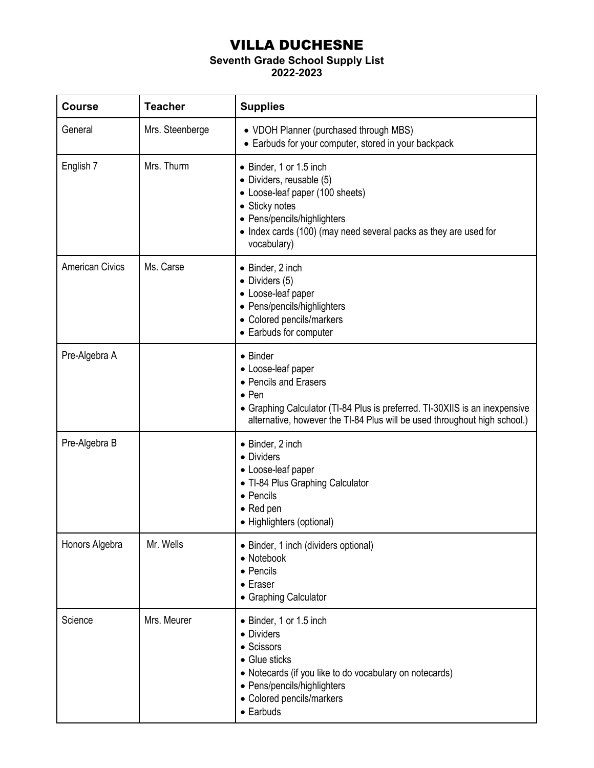# VILLA DUCHESNE

**Seventh Grade School Supply List**
**2022-2023**

| Course | Teacher | Supplies |
|---|---|---|
| General | Mrs. Steenberge | • VDOH Planner (purchased through MBS)<br>• Earbuds for your computer, stored in your backpack |
| English 7 | Mrs. Thurm | • Binder, 1 or 1.5 inch<br>• Dividers, reusable (5)<br>• Loose-leaf paper (100 sheets)<br>• Sticky notes<br>• Pens/pencils/highlighters<br>• Index cards (100) (may need several packs as they are used for vocabulary) |
| American Civics | Ms. Carse | • Binder, 2 inch<br>• Dividers (5)<br>• Loose-leaf paper<br>• Pens/pencils/highlighters<br>• Colored pencils/markers<br>• Earbuds for computer |
| Pre-Algebra A | | • Binder<br>• Loose-leaf paper<br>• Pencils and Erasers<br>• Pen<br>• Graphing Calculator (TI-84 Plus is preferred. TI-30XIIS is an inexpensive alternative, however the TI-84 Plus will be used throughout high school.) |
| Pre-Algebra B | | • Binder, 2 inch<br>• Dividers<br>• Loose-leaf paper<br>• TI-84 Plus Graphing Calculator<br>• Pencils<br>• Red pen<br>• Highlighters (optional) |
| Honors Algebra | Mr. Wells | • Binder, 1 inch (dividers optional)<br>• Notebook<br>• Pencils<br>• Eraser<br>• Graphing Calculator |
| Science | Mrs. Meurer | • Binder, 1 or 1.5 inch<br>• Dividers<br>• Scissors<br>• Glue sticks<br>• Notecards (if you like to do vocabulary on notecards)<br>• Pens/pencils/highlighters<br>• Colored pencils/markers<br>• Earbuds |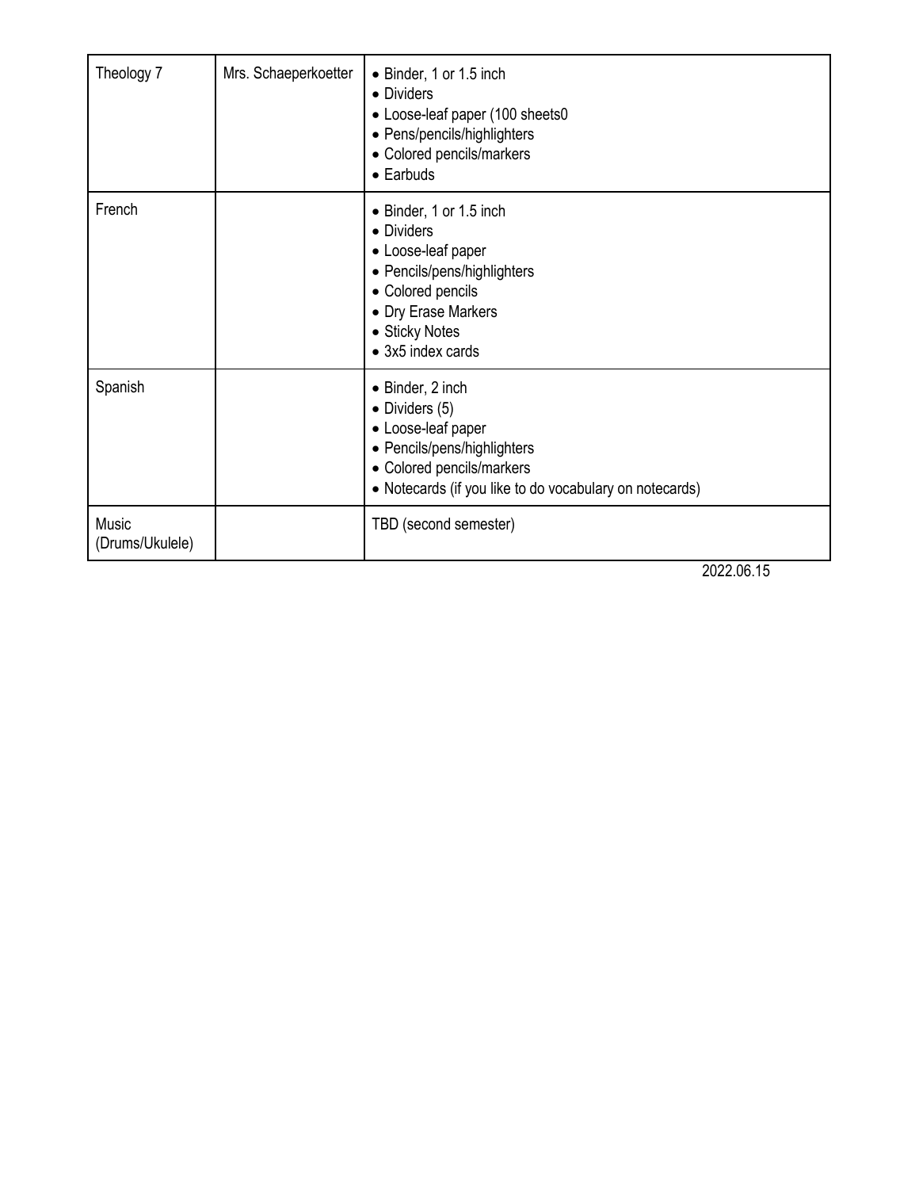| | | |
|---|---|---|
| Theology 7 | Mrs. Schaeperkoetter | • Binder, 1 or 1.5 inch<br>• Dividers<br>• Loose-leaf paper (100 sheets0<br>• Pens/pencils/highlighters<br>• Colored pencils/markers<br>• Earbuds |
| French | | • Binder, 1 or 1.5 inch<br>• Dividers<br>• Loose-leaf paper<br>• Pencils/pens/highlighters<br>• Colored pencils<br>• Dry Erase Markers<br>• Sticky Notes<br>• 3x5 index cards |
| Spanish | | • Binder, 2 inch<br>• Dividers (5)<br>• Loose-leaf paper<br>• Pencils/pens/highlighters<br>• Colored pencils/markers<br>• Notecards (if you like to do vocabulary on notecards) |
| Music (Drums/Ukulele) | | TBD (second semester) |

2022.06.15